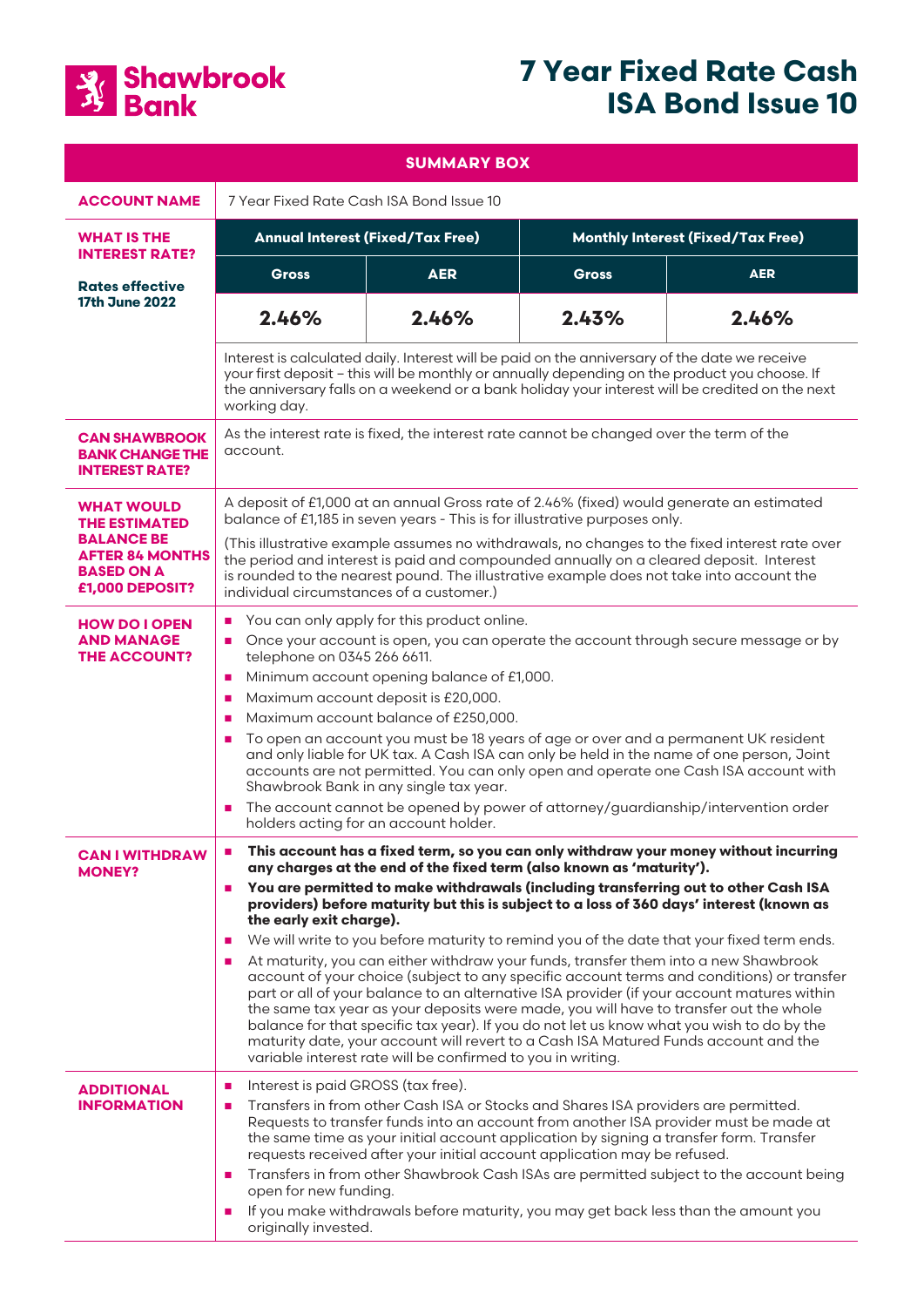Shawbrook Bank

# 7 Year Fixed Rate Cash ISA Bond Issue 10

## SUMMARY BOX

| | | | | |
|---|---|---|---|---|
| **ACCOUNT NAME** | 7 Year Fixed Rate Cash ISA Bond Issue 10 | | | |
| **WHAT IS THE INTEREST RATE?** **Rates effective 17th June 2022** | **Annual Interest (Fixed/Tax Free)** | | **Monthly Interest (Fixed/Tax Free)** | |
| | **Gross** | **AER** | **Gross** | **AER** |
| | **2.46%** | **2.46%** | **2.43%** | **2.46%** |
| | Interest is calculated daily. Interest will be paid on the anniversary of the date we receive your first deposit – this will be monthly or annually depending on the product you choose. If the anniversary falls on a weekend or a bank holiday your interest will be credited on the next working day. | | | |
| **CAN SHAWBROOK BANK CHANGE THE INTEREST RATE?** | As the interest rate is fixed, the interest rate cannot be changed over the term of the account. | | | |
| **WHAT WOULD THE ESTIMATED BALANCE BE AFTER 84 MONTHS BASED ON A £1,000 DEPOSIT?** | A deposit of £1,000 at an annual Gross rate of 2.46% (fixed) would generate an estimated balance of £1,185 in seven years - This is for illustrative purposes only. (This illustrative example assumes no withdrawals, no changes to the fixed interest rate over the period and interest is paid and compounded annually on a cleared deposit. Interest is rounded to the nearest pound. The illustrative example does not take into account the individual circumstances of a customer.) | | | |
| **HOW DO I OPEN AND MANAGE THE ACCOUNT?** | - You can only apply for this product online.<br>- Once your account is open, you can operate the account through secure message or by telephone on 0345 266 6611.<br>- Minimum account opening balance of £1,000.<br>- Maximum account deposit is £20,000.<br>- Maximum account balance of £250,000.<br>- To open an account you must be 18 years of age or over and a permanent UK resident and only liable for UK tax. A Cash ISA can only be held in the name of one person, Joint accounts are not permitted. You can only open and operate one Cash ISA account with Shawbrook Bank in any single tax year.<br>- The account cannot be opened by power of attorney/guardianship/intervention order holders acting for an account holder. | | | |
| **CAN I WITHDRAW MONEY?** | - **This account has a fixed term, so you can only withdraw your money without incurring any charges at the end of the fixed term (also known as 'maturity').**<br>- **You are permitted to make withdrawals (including transferring out to other Cash ISA providers) before maturity but this is subject to a loss of 360 days' interest (known as the early exit charge).**<br>- We will write to you before maturity to remind you of the date that your fixed term ends.<br>- At maturity, you can either withdraw your funds, transfer them into a new Shawbrook account of your choice (subject to any specific account terms and conditions) or transfer part or all of your balance to an alternative ISA provider (if your account matures within the same tax year as your deposits were made, you will have to transfer out the whole balance for that specific tax year). If you do not let us know what you wish to do by the maturity date, your account will revert to a Cash ISA Matured Funds account and the variable interest rate will be confirmed to you in writing. | | | |
| **ADDITIONAL INFORMATION** | - Interest is paid GROSS (tax free).<br>- Transfers in from other Cash ISA or Stocks and Shares ISA providers are permitted. Requests to transfer funds into an account from another ISA provider must be made at the same time as your initial account application by signing a transfer form. Transfer requests received after your initial account application may be refused.<br>- Transfers in from other Shawbrook Cash ISAs are permitted subject to the account being open for new funding.<br>- If you make withdrawals before maturity, you may get back less than the amount you originally invested. | | | |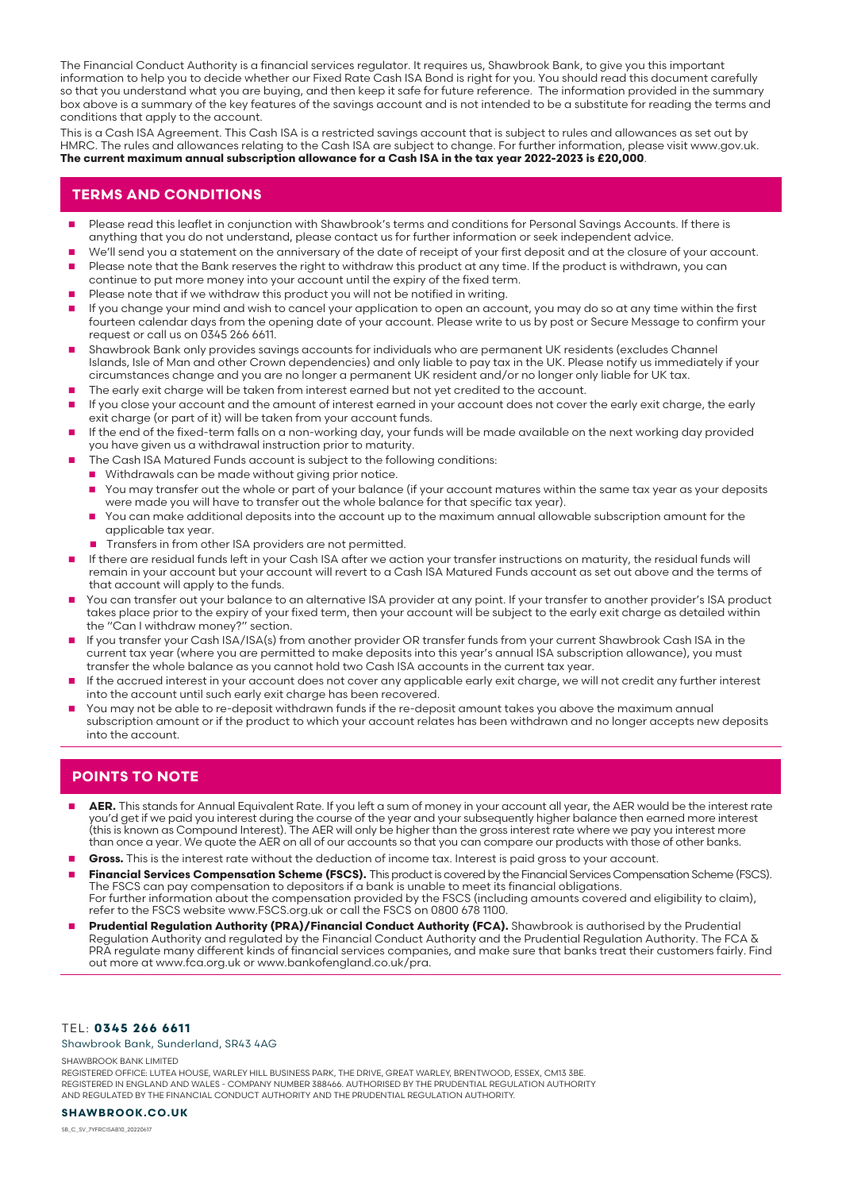The Financial Conduct Authority is a financial services regulator. It requires us, Shawbrook Bank, to give you this important information to help you to decide whether our Fixed Rate Cash ISA Bond is right for you. You should read this document carefully so that you understand what you are buying, and then keep it safe for future reference. The information provided in the summary box above is a summary of the key features of the savings account and is not intended to be a substitute for reading the terms and conditions that apply to the account.

This is a Cash ISA Agreement. This Cash ISA is a restricted savings account that is subject to rules and allowances as set out by HMRC. The rules and allowances relating to the Cash ISA are subject to change. For further information, please visit www.gov.uk. **The current maximum annual subscription allowance for a Cash ISA in the tax year 2022-2023 is £20,000**.

## TERMS AND CONDITIONS

- Please read this leaflet in conjunction with Shawbrook's terms and conditions for Personal Savings Accounts. If there is anything that you do not understand, please contact us for further information or seek independent advice.
- We'll send you a statement on the anniversary of the date of receipt of your first deposit and at the closure of your account.
- Please note that the Bank reserves the right to withdraw this product at any time. If the product is withdrawn, you can continue to put more money into your account until the expiry of the fixed term.
- Please note that if we withdraw this product you will not be notified in writing.
- If you change your mind and wish to cancel your application to open an account, you may do so at any time within the first fourteen calendar days from the opening date of your account. Please write to us by post or Secure Message to confirm your request or call us on 0345 266 6611.
- Shawbrook Bank only provides savings accounts for individuals who are permanent UK residents (excludes Channel Islands, Isle of Man and other Crown dependencies) and only liable to pay tax in the UK. Please notify us immediately if your circumstances change and you are no longer a permanent UK resident and/or no longer only liable for UK tax.
- The early exit charge will be taken from interest earned but not yet credited to the account.
- If you close your account and the amount of interest earned in your account does not cover the early exit charge, the early exit charge (or part of it) will be taken from your account funds.
- If the end of the fixed-term falls on a non-working day, your funds will be made available on the next working day provided you have given us a withdrawal instruction prior to maturity.
- The Cash ISA Matured Funds account is subject to the following conditions:
  - Withdrawals can be made without giving prior notice.
  - You may transfer out the whole or part of your balance (if your account matures within the same tax year as your deposits were made you will have to transfer out the whole balance for that specific tax year).
  - You can make additional deposits into the account up to the maximum annual allowable subscription amount for the applicable tax year.
  - Transfers in from other ISA providers are not permitted.
- If there are residual funds left in your Cash ISA after we action your transfer instructions on maturity, the residual funds will remain in your account but your account will revert to a Cash ISA Matured Funds account as set out above and the terms of that account will apply to the funds.
- You can transfer out your balance to an alternative ISA provider at any point. If your transfer to another provider's ISA product takes place prior to the expiry of your fixed term, then your account will be subject to the early exit charge as detailed within the "Can I withdraw money?" section.
- If you transfer your Cash ISA/ISA(s) from another provider OR transfer funds from your current Shawbrook Cash ISA in the current tax year (where you are permitted to make deposits into this year's annual ISA subscription allowance), you must transfer the whole balance as you cannot hold two Cash ISA accounts in the current tax year.
- If the accrued interest in your account does not cover any applicable early exit charge, we will not credit any further interest into the account until such early exit charge has been recovered.
- You may not be able to re-deposit withdrawn funds if the re-deposit amount takes you above the maximum annual subscription amount or if the product to which your account relates has been withdrawn and no longer accepts new deposits into the account.

## POINTS TO NOTE

- **AER.** This stands for Annual Equivalent Rate. If you left a sum of money in your account all year, the AER would be the interest rate you'd get if we paid you interest during the course of the year and your subsequently higher balance then earned more interest (this is known as Compound Interest). The AER will only be higher than the gross interest rate where we pay you interest more than once a year. We quote the AER on all of our accounts so that you can compare our products with those of other banks.
- **Gross.** This is the interest rate without the deduction of income tax. Interest is paid gross to your account.
- **Financial Services Compensation Scheme (FSCS).** This product is covered by the Financial Services Compensation Scheme (FSCS). The FSCS can pay compensation to depositors if a bank is unable to meet its financial obligations. For further information about the compensation provided by the FSCS (including amounts covered and eligibility to claim), refer to the FSCS website www.FSCS.org.uk or call the FSCS on 0800 678 1100.
- **Prudential Regulation Authority (PRA)/Financial Conduct Authority (FCA).** Shawbrook is authorised by the Prudential Regulation Authority and regulated by the Financial Conduct Authority and the Prudential Regulation Authority. The FCA & PRA regulate many different kinds of financial services companies, and make sure that banks treat their customers fairly. Find out more at www.fca.org.uk or www.bankofengland.co.uk/pra.

TEL: **0345 266 6611**

Shawbrook Bank, Sunderland, SR43 4AG

SHAWBROOK BANK LIMITED

REGISTERED OFFICE: LUTEA HOUSE, WARLEY HILL BUSINESS PARK, THE DRIVE, GREAT WARLEY, BRENTWOOD, ESSEX, CM13 3BE.
REGISTERED IN ENGLAND AND WALES - COMPANY NUMBER 388466. AUTHORISED BY THE PRUDENTIAL REGULATION AUTHORITY AND REGULATED BY THE FINANCIAL CONDUCT AUTHORITY AND THE PRUDENTIAL REGULATION AUTHORITY.

**SHAWBROOK.CO.UK**

SB_C_SV_7YFRCISAB10_20220617